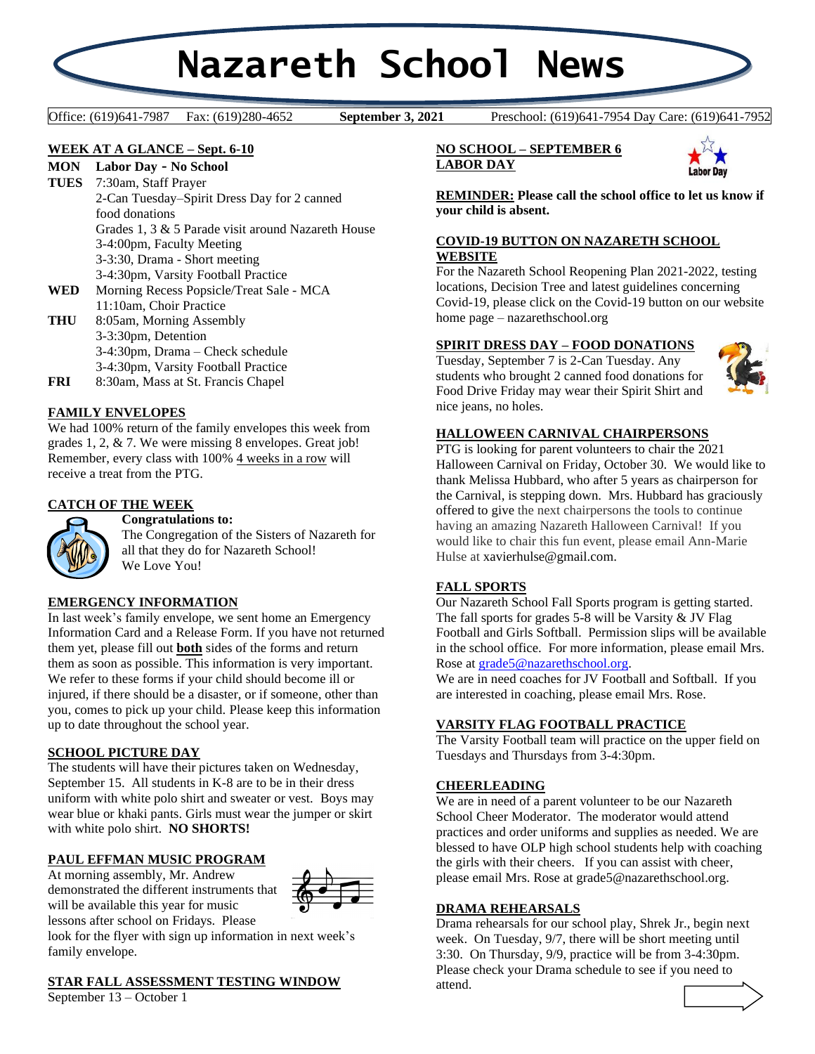# Nazareth School News

Office: (619)641-7987 Fax: (619)280-4652 **September 3, 2021** Preschool: (619)641-7954 Day Care: (619)641-7952

## WEEK AT A GLANCE – Sept. 6-10

**MON** **Labor Day - No School**

**TUES** 7:30am, Staff Prayer
2-Can Tuesday–Spirit Dress Day for 2 canned food donations
Grades 1, 3 & 5 Parade visit around Nazareth House
3-4:00pm, Faculty Meeting
3-3:30, Drama - Short meeting
3-4:30pm, Varsity Football Practice

**WED** Morning Recess Popsicle/Treat Sale - MCA
11:10am, Choir Practice

**THU** 8:05am, Morning Assembly
3-3:30pm, Detention
3-4:30pm, Drama – Check schedule
3-4:30pm, Varsity Football Practice

**FRI** 8:30am, Mass at St. Francis Chapel

## FAMILY ENVELOPES

We had 100% return of the family envelopes this week from grades 1, 2, & 7. We were missing 8 envelopes. Great job! Remember, every class with 100% 4 weeks in a row will receive a treat from the PTG.

## CATCH OF THE WEEK

**Congratulations to:**
The Congregation of the Sisters of Nazareth for all that they do for Nazareth School!
We Love You!

## EMERGENCY INFORMATION

In last week's family envelope, we sent home an Emergency Information Card and a Release Form. If you have not returned them yet, please fill out **both** sides of the forms and return them as soon as possible. This information is very important. We refer to these forms if your child should become ill or injured, if there should be a disaster, or if someone, other than you, comes to pick up your child. Please keep this information up to date throughout the school year.

## SCHOOL PICTURE DAY

The students will have their pictures taken on Wednesday, September 15. All students in K-8 are to be in their dress uniform with white polo shirt and sweater or vest. Boys may wear blue or khaki pants. Girls must wear the jumper or skirt with white polo shirt. **NO SHORTS!**

## PAUL EFFMAN MUSIC PROGRAM

At morning assembly, Mr. Andrew demonstrated the different instruments that will be available this year for music lessons after school on Fridays. Please look for the flyer with sign up information in next week's family envelope.

## STAR FALL ASSESSMENT TESTING WINDOW

September 13 – October 1

## NO SCHOOL – SEPTEMBER 6 LABOR DAY

**REMINDER:** **Please call the school office to let us know if your child is absent.**

## COVID-19 BUTTON ON NAZARETH SCHOOL WEBSITE

For the Nazareth School Reopening Plan 2021-2022, testing locations, Decision Tree and latest guidelines concerning Covid-19, please click on the Covid-19 button on our website home page – nazarethschool.org

## SPIRIT DRESS DAY – FOOD DONATIONS

Tuesday, September 7 is 2-Can Tuesday. Any students who brought 2 canned food donations for Food Drive Friday may wear their Spirit Shirt and nice jeans, no holes.

## HALLOWEEN CARNIVAL CHAIRPERSONS

PTG is looking for parent volunteers to chair the 2021 Halloween Carnival on Friday, October 30. We would like to thank Melissa Hubbard, who after 5 years as chairperson for the Carnival, is stepping down. Mrs. Hubbard has graciously offered to give the next chairpersons the tools to continue having an amazing Nazareth Halloween Carnival! If you would like to chair this fun event, please email Ann-Marie Hulse at xavierhulse@gmail.com.

## FALL SPORTS

Our Nazareth School Fall Sports program is getting started. The fall sports for grades 5-8 will be Varsity & JV Flag Football and Girls Softball. Permission slips will be available in the school office. For more information, please email Mrs. Rose at grade5@nazarethschool.org.

We are in need coaches for JV Football and Softball. If you are interested in coaching, please email Mrs. Rose.

## VARSITY FLAG FOOTBALL PRACTICE

The Varsity Football team will practice on the upper field on Tuesdays and Thursdays from 3-4:30pm.

## CHEERLEADING

We are in need of a parent volunteer to be our Nazareth School Cheer Moderator. The moderator would attend practices and order uniforms and supplies as needed. We are blessed to have OLP high school students help with coaching the girls with their cheers. If you can assist with cheer, please email Mrs. Rose at grade5@nazarethschool.org.

## DRAMA REHEARSALS

Drama rehearsals for our school play, Shrek Jr., begin next week. On Tuesday, 9/7, there will be short meeting until 3:30. On Thursday, 9/9, practice will be from 3-4:30pm. Please check your Drama schedule to see if you need to attend.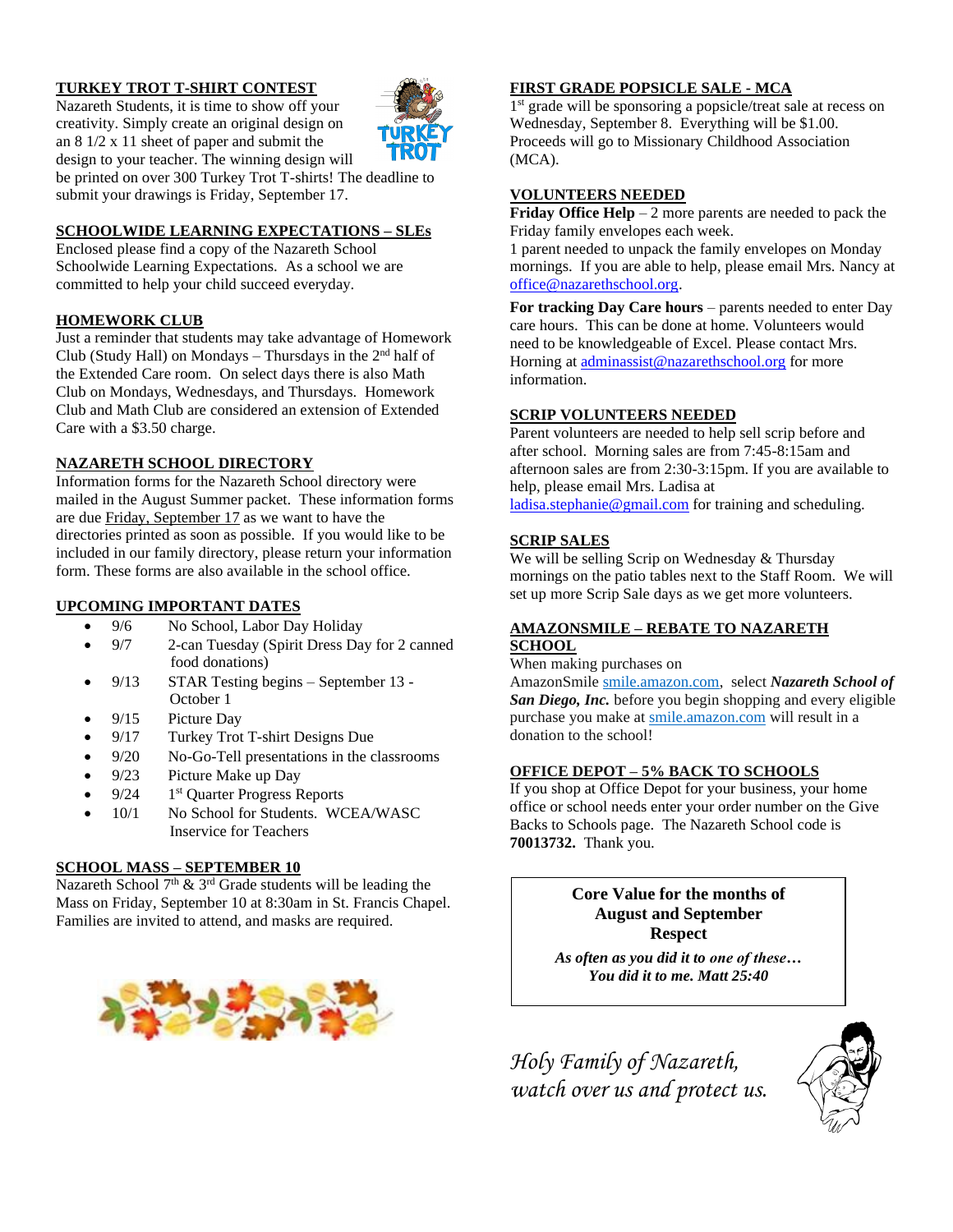## TURKEY TROT T-SHIRT CONTEST

Nazareth Students, it is time to show off your creativity. Simply create an original design on an 8 1/2 x 11 sheet of paper and submit the design to your teacher. The winning design will be printed on over 300 Turkey Trot T-shirts! The deadline to submit your drawings is Friday, September 17.

## SCHOOLWIDE LEARNING EXPECTATIONS – SLEs

Enclosed please find a copy of the Nazareth School Schoolwide Learning Expectations. As a school we are committed to help your child succeed everyday.

## HOMEWORK CLUB

Just a reminder that students may take advantage of Homework Club (Study Hall) on Mondays – Thursdays in the 2nd half of the Extended Care room. On select days there is also Math Club on Mondays, Wednesdays, and Thursdays. Homework Club and Math Club are considered an extension of Extended Care with a $3.50 charge.

## NAZARETH SCHOOL DIRECTORY

Information forms for the Nazareth School directory were mailed in the August Summer packet. These information forms are due Friday, September 17 as we want to have the directories printed as soon as possible. If you would like to be included in our family directory, please return your information form. These forms are also available in the school office.

## UPCOMING IMPORTANT DATES

- 9/6 No School, Labor Day Holiday
- 9/7 2-can Tuesday (Spirit Dress Day for 2 canned food donations)
- 9/13 STAR Testing begins – September 13 - October 1
- 9/15 Picture Day
- 9/17 Turkey Trot T-shirt Designs Due
- 9/20 No-Go-Tell presentations in the classrooms
- 9/23 Picture Make up Day
- 9/24 1st Quarter Progress Reports
- 10/1 No School for Students. WCEA/WASC Inservice for Teachers

## SCHOOL MASS – SEPTEMBER 10

Nazareth School 7th & 3rd Grade students will be leading the Mass on Friday, September 10 at 8:30am in St. Francis Chapel. Families are invited to attend, and masks are required.

## FIRST GRADE POPSICLE SALE - MCA

1st grade will be sponsoring a popsicle/treat sale at recess on Wednesday, September 8. Everything will be $1.00. Proceeds will go to Missionary Childhood Association (MCA).

## VOLUNTEERS NEEDED

**Friday Office Help** – 2 more parents are needed to pack the Friday family envelopes each week.
1 parent needed to unpack the family envelopes on Monday mornings. If you are able to help, please email Mrs. Nancy at office@nazarethschool.org.

**For tracking Day Care hours** – parents needed to enter Day care hours. This can be done at home. Volunteers would need to be knowledgeable of Excel. Please contact Mrs. Horning at adminassist@nazarethschool.org for more information.

## SCRIP VOLUNTEERS NEEDED

Parent volunteers are needed to help sell scrip before and after school. Morning sales are from 7:45-8:15am and afternoon sales are from 2:30-3:15pm. If you are available to help, please email Mrs. Ladisa at ladisa.stephanie@gmail.com for training and scheduling.

## SCRIP SALES

We will be selling Scrip on Wednesday & Thursday mornings on the patio tables next to the Staff Room. We will set up more Scrip Sale days as we get more volunteers.

## AMAZONSMILE – REBATE TO NAZARETH SCHOOL

When making purchases on AmazonSmile smile.amazon.com, select ***Nazareth School of San Diego, Inc.*** before you begin shopping and every eligible purchase you make at smile.amazon.com will result in a donation to the school!

## OFFICE DEPOT – 5% BACK TO SCHOOLS

If you shop at Office Depot for your business, your home office or school needs enter your order number on the Give Backs to Schools page. The Nazareth School code is **70013732.** Thank you.

**Core Value for the months of August and September**
**Respect**

***As often as you did it to one of these… You did it to me. Matt 25:40***

*Holy Family of Nazareth, watch over us and protect us.*